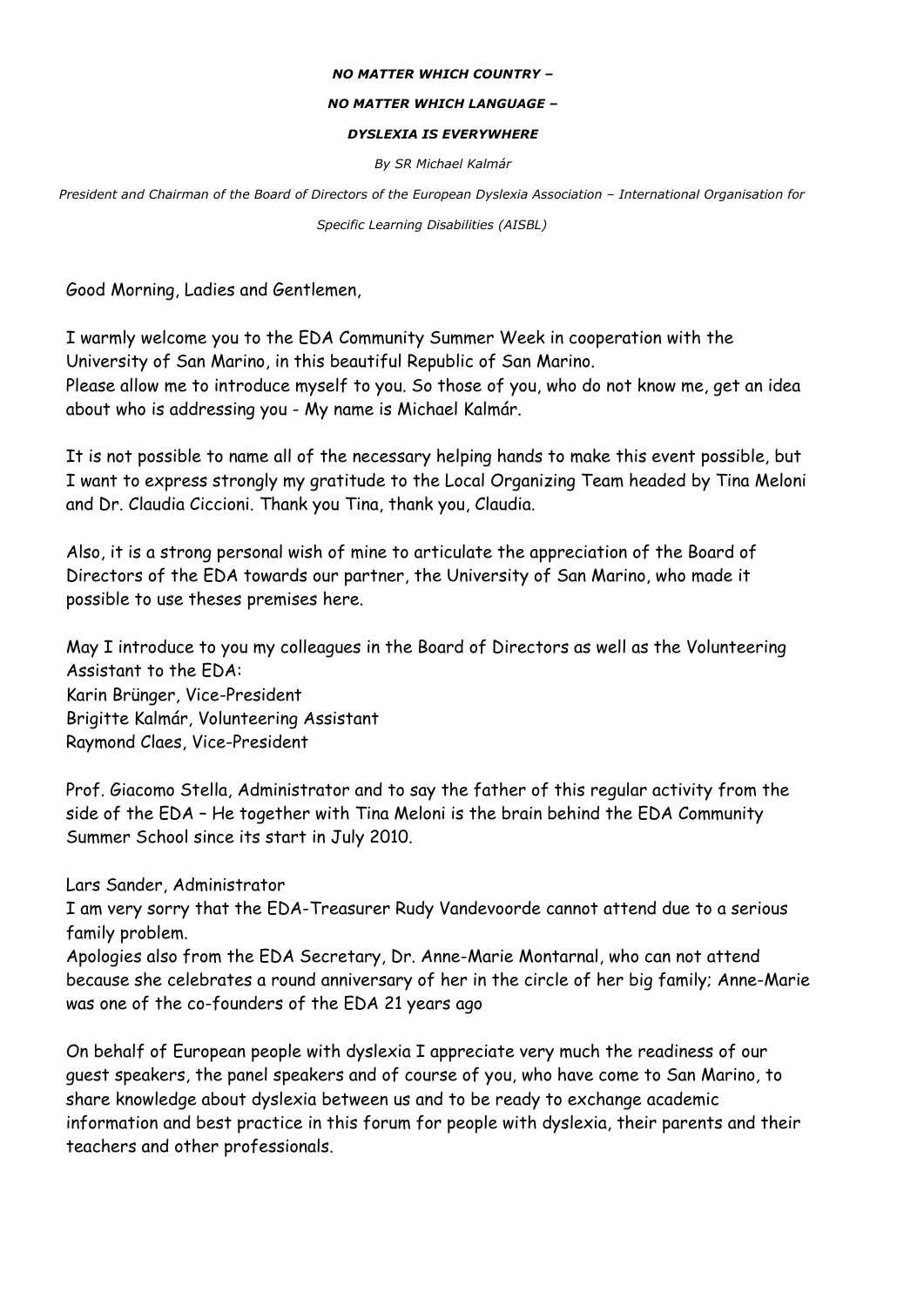***NO MATTER WHICH COUNTRY –***

***NO MATTER WHICH LANGUAGE –***

***DYSLEXIA IS EVERYWHERE***

*By SR Michael Kalmár*

*President and Chairman of the Board of Directors of the European Dyslexia Association – International Organisation for Specific Learning Disabilities (AISBL)*

Good Morning, Ladies and Gentlemen,

I warmly welcome you to the EDA Community Summer Week in cooperation with the University of San Marino, in this beautiful Republic of San Marino.
Please allow me to introduce myself to you. So those of you, who do not know me, get an idea about who is addressing you - My name is Michael Kalmár.

It is not possible to name all of the necessary helping hands to make this event possible, but I want to express strongly my gratitude to the Local Organizing Team headed by Tina Meloni and Dr. Claudia Ciccioni. Thank you Tina, thank you, Claudia.

Also, it is a strong personal wish of mine to articulate the appreciation of the Board of Directors of the EDA towards our partner, the University of San Marino, who made it possible to use theses premises here.

May I introduce to you my colleagues in the Board of Directors as well as the Volunteering Assistant to the EDA:
Karin Brünger, Vice-President
Brigitte Kalmár, Volunteering Assistant
Raymond Claes, Vice-President

Prof. Giacomo Stella, Administrator and to say the father of this regular activity from the side of the EDA – He together with Tina Meloni is the brain behind the EDA Community Summer School since its start in July 2010.

Lars Sander, Administrator
I am very sorry that the EDA-Treasurer Rudy Vandevoorde cannot attend due to a serious family problem.
Apologies also from the EDA Secretary, Dr. Anne-Marie Montarnal, who can not attend because she celebrates a round anniversary of her in the circle of her big family; Anne-Marie was one of the co-founders of the EDA 21 years ago

On behalf of European people with dyslexia I appreciate very much the readiness of our guest speakers, the panel speakers and of course of you, who have come to San Marino, to share knowledge about dyslexia between us and to be ready to exchange academic information and best practice in this forum for people with dyslexia, their parents and their teachers and other professionals.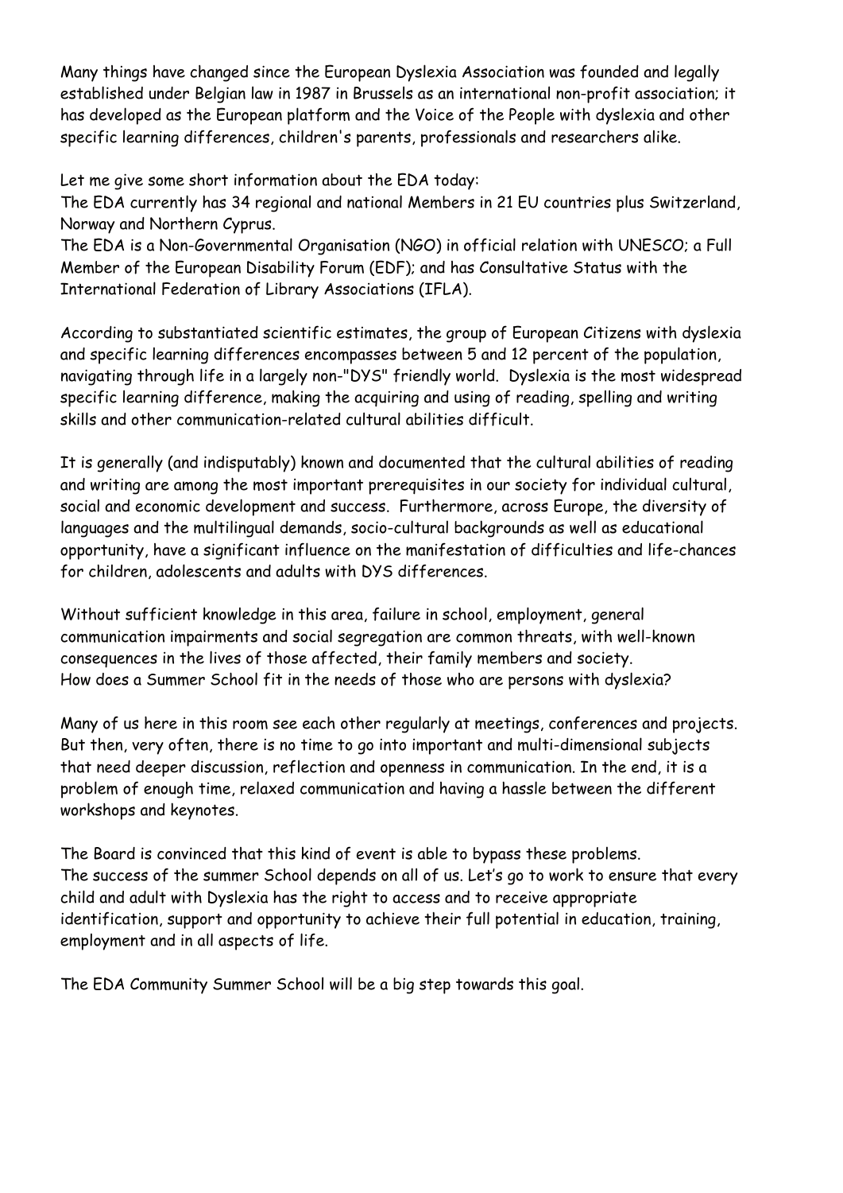Many things have changed since the European Dyslexia Association was founded and legally established under Belgian law in 1987 in Brussels as an international non-profit association; it has developed as the European platform and the Voice of the People with dyslexia and other specific learning differences, children's parents, professionals and researchers alike.

Let me give some short information about the EDA today:
The EDA currently has 34 regional and national Members in 21 EU countries plus Switzerland, Norway and Northern Cyprus.
The EDA is a Non-Governmental Organisation (NGO) in official relation with UNESCO; a Full Member of the European Disability Forum (EDF); and has Consultative Status with the International Federation of Library Associations (IFLA).

According to substantiated scientific estimates, the group of European Citizens with dyslexia and specific learning differences encompasses between 5 and 12 percent of the population, navigating through life in a largely non-"DYS" friendly world. Dyslexia is the most widespread specific learning difference, making the acquiring and using of reading, spelling and writing skills and other communication-related cultural abilities difficult.

It is generally (and indisputably) known and documented that the cultural abilities of reading and writing are among the most important prerequisites in our society for individual cultural, social and economic development and success. Furthermore, across Europe, the diversity of languages and the multilingual demands, socio-cultural backgrounds as well as educational opportunity, have a significant influence on the manifestation of difficulties and life-chances for children, adolescents and adults with DYS differences.

Without sufficient knowledge in this area, failure in school, employment, general communication impairments and social segregation are common threats, with well-known consequences in the lives of those affected, their family members and society.
How does a Summer School fit in the needs of those who are persons with dyslexia?

Many of us here in this room see each other regularly at meetings, conferences and projects. But then, very often, there is no time to go into important and multi-dimensional subjects that need deeper discussion, reflection and openness in communication. In the end, it is a problem of enough time, relaxed communication and having a hassle between the different workshops and keynotes.

The Board is convinced that this kind of event is able to bypass these problems.
The success of the summer School depends on all of us. Let's go to work to ensure that every child and adult with Dyslexia has the right to access and to receive appropriate identification, support and opportunity to achieve their full potential in education, training, employment and in all aspects of life.

The EDA Community Summer School will be a big step towards this goal.